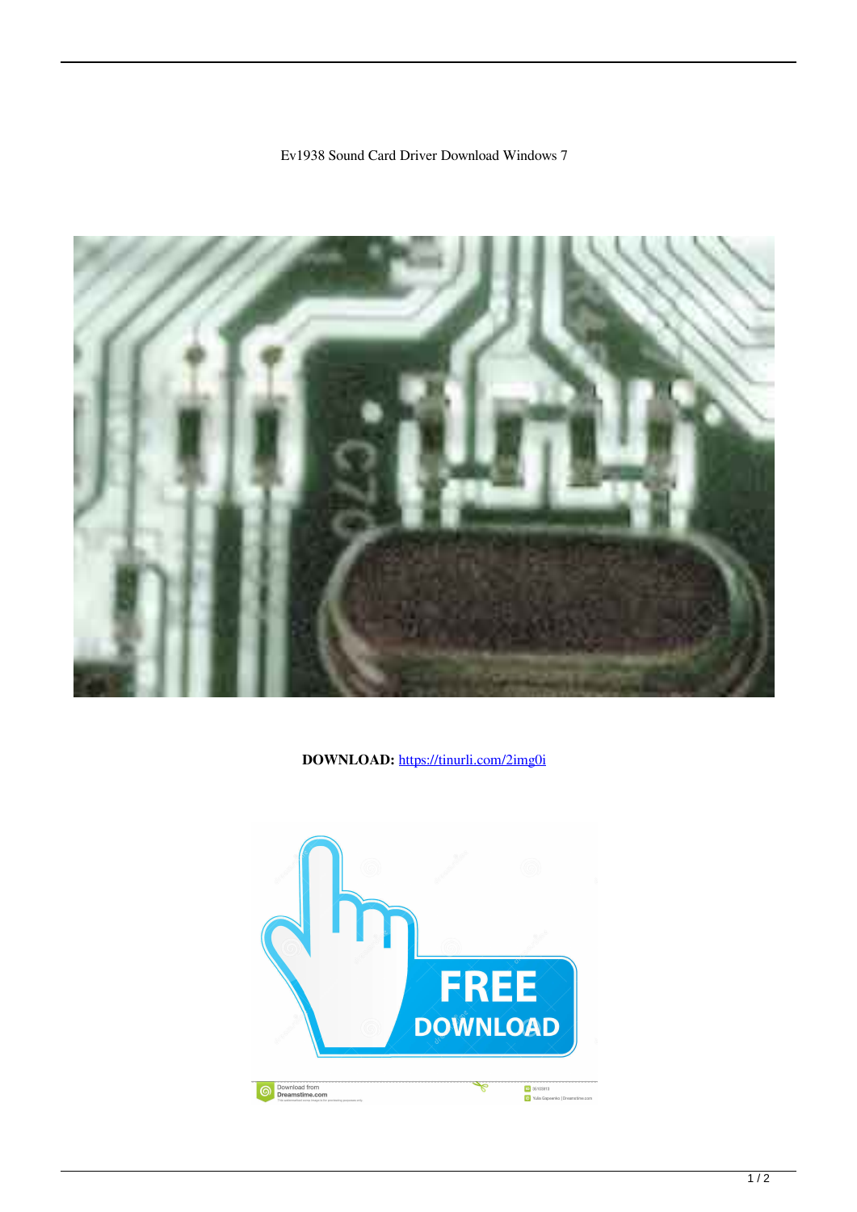Ev1938 Sound Card Driver Download Windows 7

**DOWNLOAD:** https://tinurli.com/2img0i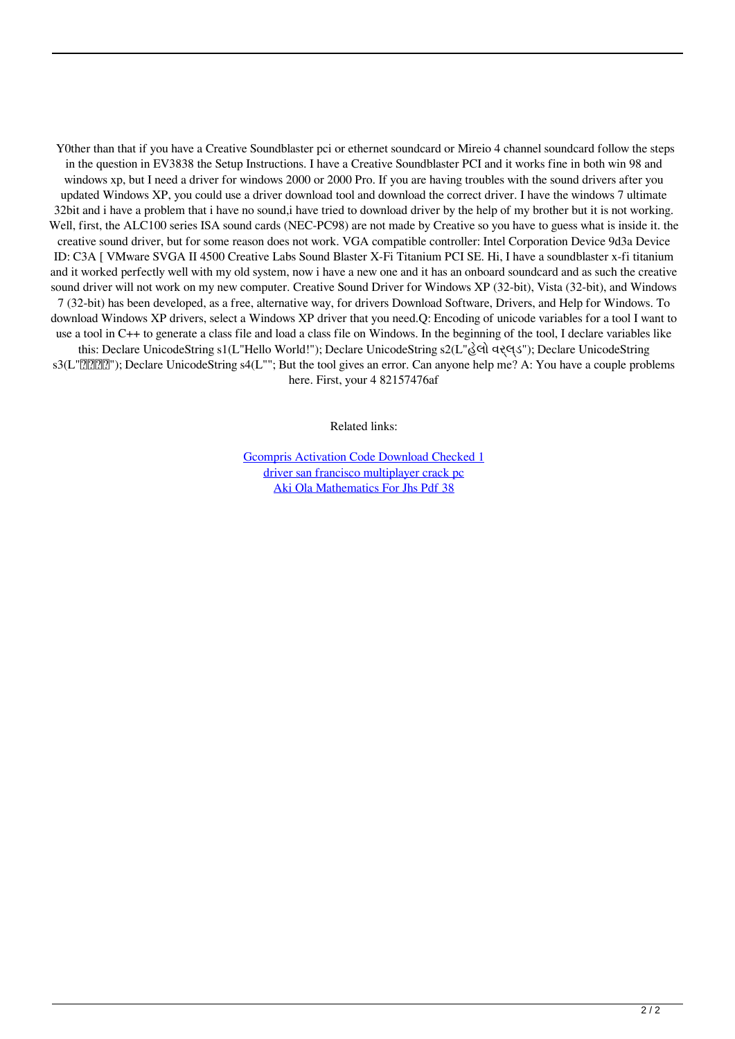Y0ther than that if you have a Creative Soundblaster pci or ethernet soundcard or Mireio 4 channel soundcard follow the steps in the question in EV3838 the Setup Instructions. I have a Creative Soundblaster PCI and it works fine in both win 98 and windows xp, but I need a driver for windows 2000 or 2000 Pro. If you are having troubles with the sound drivers after you updated Windows XP, you could use a driver download tool and download the correct driver. I have the windows 7 ultimate 32bit and i have a problem that i have no sound,i have tried to download driver by the help of my brother but it is not working. Well, first, the ALC100 series ISA sound cards (NEC-PC98) are not made by Creative so you have to guess what is inside it. the creative sound driver, but for some reason does not work. VGA compatible controller: Intel Corporation Device 9d3a Device ID: C3A [ VMware SVGA II 4500 Creative Labs Sound Blaster X-Fi Titanium PCI SE. Hi, I have a soundblaster x-fi titanium and it worked perfectly well with my old system, now i have a new one and it has an onboard soundcard and as such the creative sound driver will not work on my new computer. Creative Sound Driver for Windows XP (32-bit), Vista (32-bit), and Windows 7 (32-bit) has been developed, as a free, alternative way, for drivers Download Software, Drivers, and Help for Windows. To download Windows XP drivers, select a Windows XP driver that you need.Q: Encoding of unicode variables for a tool I want to use a tool in C++ to generate a class file and load a class file on Windows. In the beginning of the tool, I declare variables like this: Declare UnicodeString s1(L"Hello World!"); Declare UnicodeString s2(L"હેલો વર્લ્ડ"); Declare UnicodeString s3(L"????"); Declare UnicodeString s4(L""; But the tool gives an error. Can anyone help me? A: You have a couple problems here. First, your 4 82157476af

Related links:

Gcompris Activation Code Download Checked 1
driver san francisco multiplayer crack pc
Aki Ola Mathematics For Jhs Pdf 38